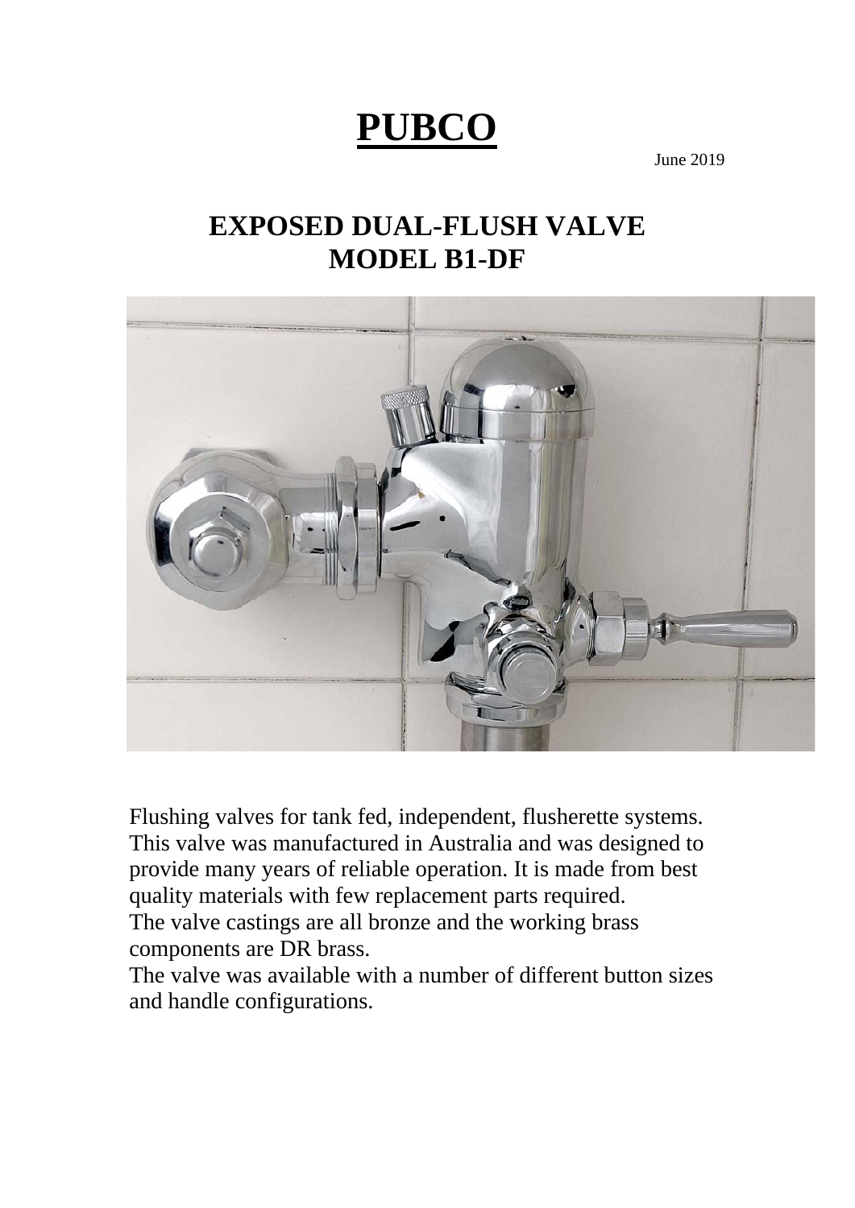# PUBCO

June 2019

## EXPOSED DUAL-FLUSH VALVE
## MODEL B1-DF

Flushing valves for tank fed, independent, flusherette systems. This valve was manufactured in Australia and was designed to provide many years of reliable operation. It is made from best quality materials with few replacement parts required.
The valve castings are all bronze and the working brass components are DR brass.
The valve was available with a number of different button sizes and handle configurations.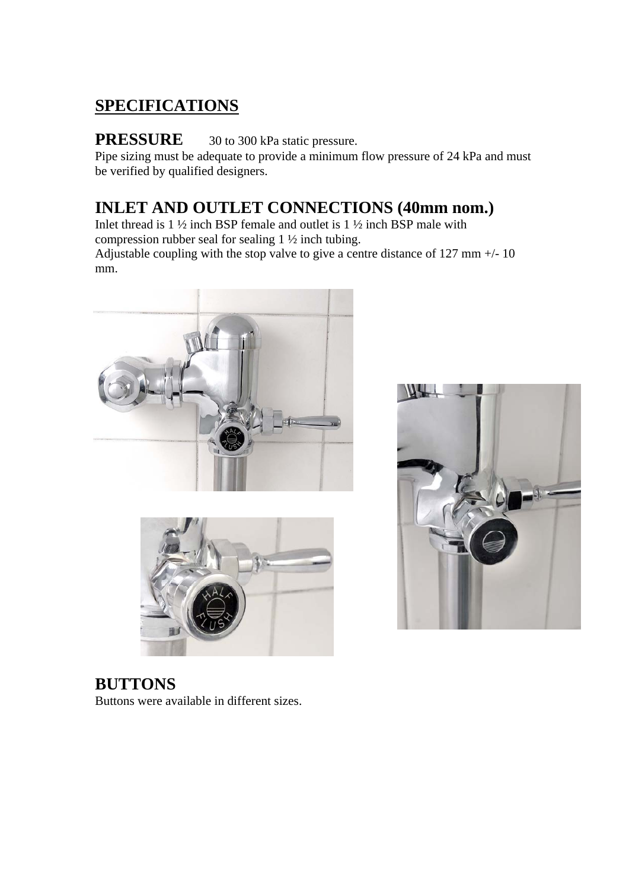## SPECIFICATIONS

### PRESSURE

30 to 300 kPa static pressure.
Pipe sizing must be adequate to provide a minimum flow pressure of 24 kPa and must be verified by qualified designers.

### INLET AND OUTLET CONNECTIONS (40mm nom.)

Inlet thread is 1 ½ inch BSP female and outlet is 1 ½ inch BSP male with compression rubber seal for sealing 1 ½ inch tubing.
Adjustable coupling with the stop valve to give a centre distance of 127 mm +/- 10 mm.

### BUTTONS

Buttons were available in different sizes.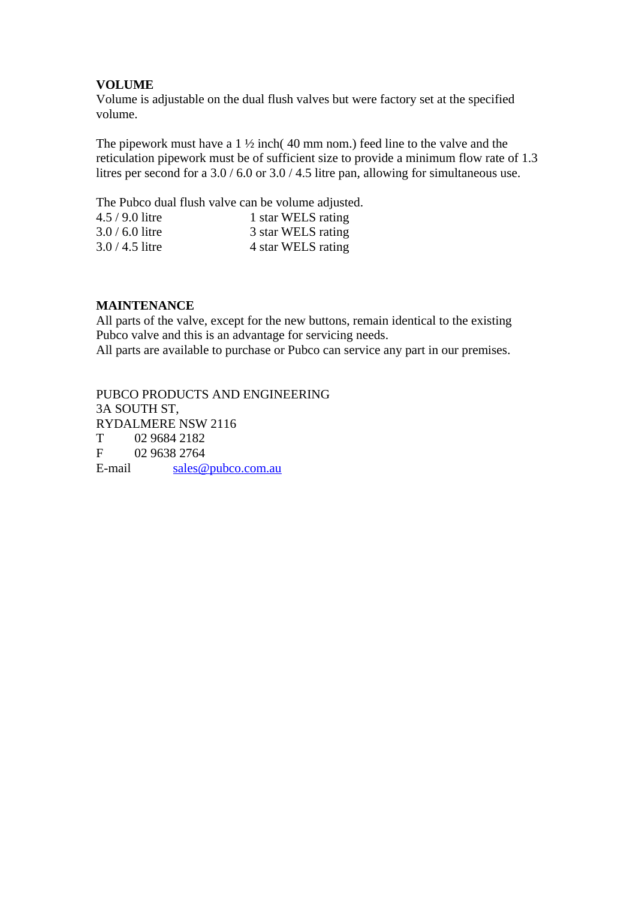**VOLUME**

Volume is adjustable on the dual flush valves but were factory set at the specified volume.

The pipework must have a 1 ½ inch( 40 mm nom.) feed line to the valve and the reticulation pipework must be of sufficient size to provide a minimum flow rate of 1.3 litres per second for a 3.0 / 6.0 or 3.0 / 4.5 litre pan, allowing for simultaneous use.

The Pubco dual flush valve can be volume adjusted.

| | |
|---|---|
| 4.5 / 9.0 litre | 1 star WELS rating |
| 3.0 / 6.0 litre | 3 star WELS rating |
| 3.0 / 4.5 litre | 4 star WELS rating |

**MAINTENANCE**

All parts of the valve, except for the new buttons, remain identical to the existing Pubco valve and this is an advantage for servicing needs.
All parts are available to purchase or Pubco can service any part in our premises.

PUBCO PRODUCTS AND ENGINEERING
3A SOUTH ST,
RYDALMERE NSW 2116
T 02 9684 2182
F 02 9638 2764
E-mail sales@pubco.com.au